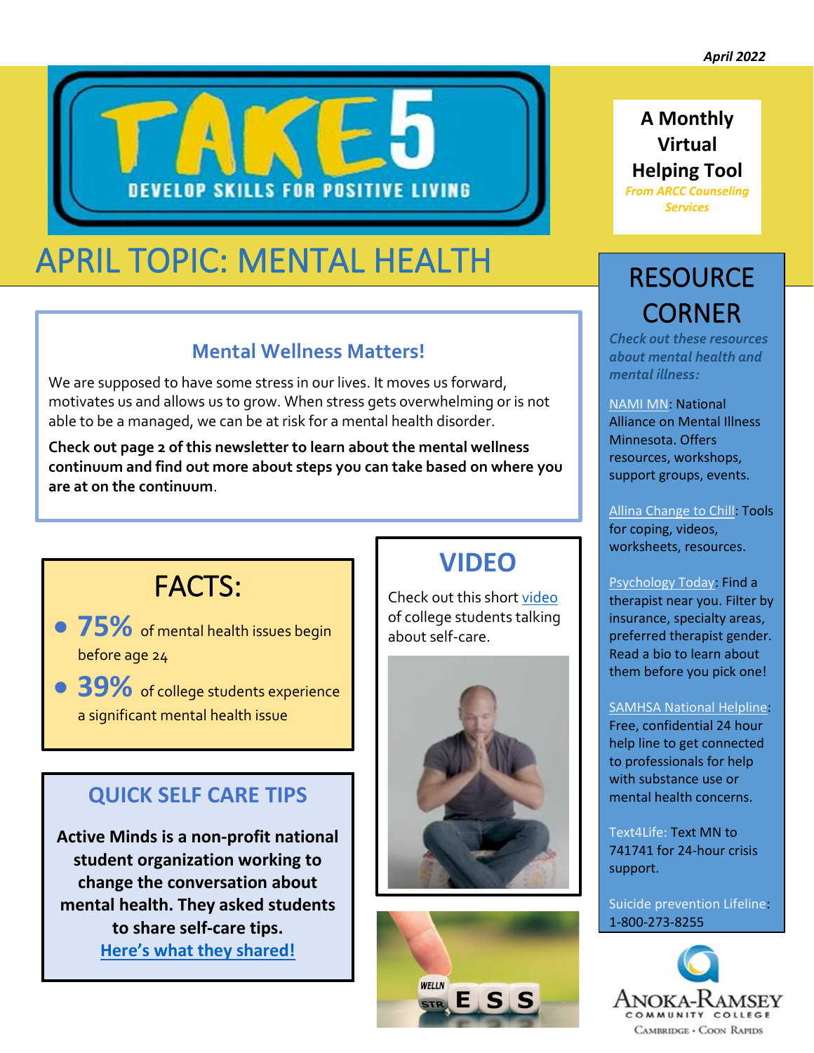April 2022

# TAKE 5

DEVELOP SKILLS FOR POSITIVE LIVING

**A Monthly Virtual Helping Tool**

*From ARCC Counseling Services*

# APRIL TOPIC: MENTAL HEALTH

## Mental Wellness Matters!

We are supposed to have some stress in our lives. It moves us forward, motivates us and allows us to grow. When stress gets overwhelming or is not able to be a managed, we can be at risk for a mental health disorder.

**Check out page 2 of this newsletter to learn about the mental wellness continuum and find out more about steps you can take based on where you are at on the continuum.**

## FACTS:

- **75%** of mental health issues begin before age 24
- **39%** of college students experience a significant mental health issue

## QUICK SELF CARE TIPS

**Active Minds is a non-profit national student organization working to change the conversation about mental health. They asked students to share self-care tips.**

**Here's what they shared!**

## VIDEO

Check out this short video of college students talking about self-care.

## RESOURCE CORNER

*Check out these resources about mental health and mental illness:*

NAMI MN: National Alliance on Mental Illness Minnesota. Offers resources, workshops, support groups, events.

Allina Change to Chill: Tools for coping, videos, worksheets, resources.

Psychology Today: Find a therapist near you. Filter by insurance, specialty areas, preferred therapist gender. Read a bio to learn about them before you pick one!

SAMHSA National Helpline: Free, confidential 24 hour help line to get connected to professionals for help with substance use or mental health concerns.

Text4Life: Text MN to 741741 for 24-hour crisis support.

Suicide prevention Lifeline: 1-800-273-8255

Anoka-Ramsey Community College

Cambridge • Coon Rapids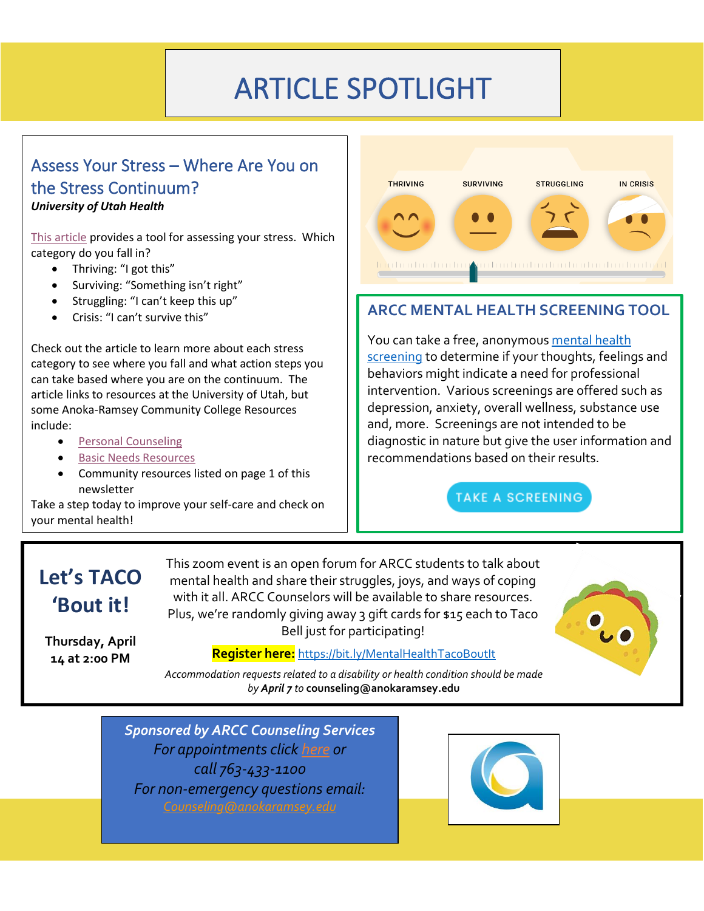# ARTICLE SPOTLIGHT

## Assess Your Stress – Where Are You on the Stress Continuum?

***University of Utah Health***

This article provides a tool for assessing your stress. Which category do you fall in?

- Thriving: "I got this"
- Surviving: "Something isn't right"
- Struggling: "I can't keep this up"
- Crisis: "I can't survive this"

Check out the article to learn more about each stress category to see where you fall and what action steps you can take based where you are on the continuum. The article links to resources at the University of Utah, but some Anoka-Ramsey Community College Resources include:

- Personal Counseling
- Basic Needs Resources
- Community resources listed on page 1 of this newsletter

Take a step today to improve your self-care and check on your mental health!

THRIVING SURVIVING STRUGGLING IN CRISIS

## ARCC MENTAL HEALTH SCREENING TOOL

You can take a free, anonymous mental health screening to determine if your thoughts, feelings and behaviors might indicate a need for professional intervention. Various screenings are offered such as depression, anxiety, overall wellness, substance use and, more. Screenings are not intended to be diagnostic in nature but give the user information and recommendations based on their results.

TAKE A SCREENING

## Let's TACO 'Bout it!

**Thursday, April 14 at 2:00 PM**

This zoom event is an open forum for ARCC students to talk about mental health and share their struggles, joys, and ways of coping with it all. ARCC Counselors will be available to share resources. Plus, we're randomly giving away 3 gift cards for $15 each to Taco Bell just for participating!

**Register here:** https://bit.ly/MentalHealthTacoBoutIt

*Accommodation requests related to a disability or health condition should be made by **April 7** to* **counseling@anokaramsey.edu**

***Sponsored by ARCC Counseling Services***

*For appointments click here or call 763-433-1100*

*For non-emergency questions email: Counseling@anokaramsey.edu*